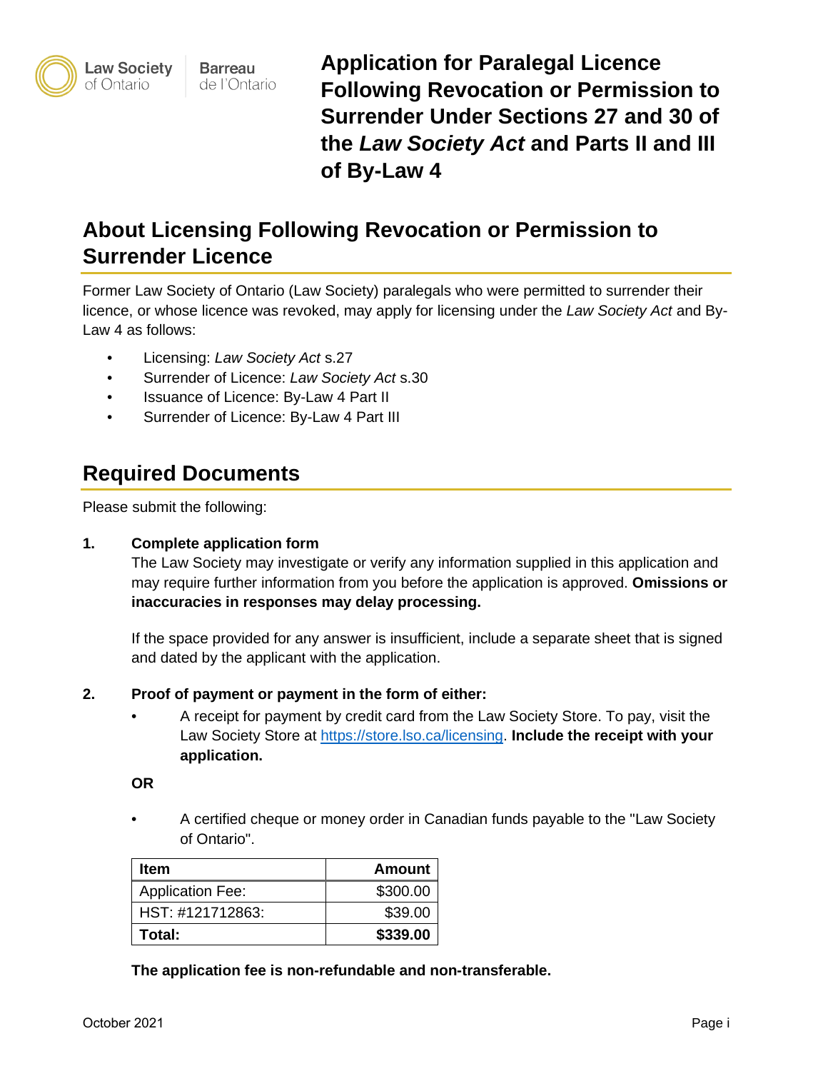Law Society of Ontario | Barreau de l'Ontario

# Application for Paralegal Licence Following Revocation or Permission to Surrender Under Sections 27 and 30 of the *Law Society Act* and Parts II and III of By-Law 4

## About Licensing Following Revocation or Permission to Surrender Licence

Former Law Society of Ontario (Law Society) paralegals who were permitted to surrender their licence, or whose licence was revoked, may apply for licensing under the *Law Society Act* and By-Law 4 as follows:

- Licensing: *Law Society Act* s.27
- Surrender of Licence: *Law Society Act* s.30
- Issuance of Licence: By-Law 4 Part II
- Surrender of Licence: By-Law 4 Part III

## Required Documents

Please submit the following:

1. **Complete application form**
   The Law Society may investigate or verify any information supplied in this application and may require further information from you before the application is approved. **Omissions or inaccuracies in responses may delay processing.**

   If the space provided for any answer is insufficient, include a separate sheet that is signed and dated by the applicant with the application.

2. **Proof of payment or payment in the form of either:**
   - A receipt for payment by credit card from the Law Society Store. To pay, visit the Law Society Store at https://store.lso.ca/licensing. **Include the receipt with your application.**

   **OR**

   - A certified cheque or money order in Canadian funds payable to the "Law Society of Ontario".

   | Item | Amount |
   |---|---|
   | Application Fee: | $300.00 |
   | HST: #121712863: | $39.00 |
   | **Total:** | **$339.00** |

   **The application fee is non-refundable and non-transferable.**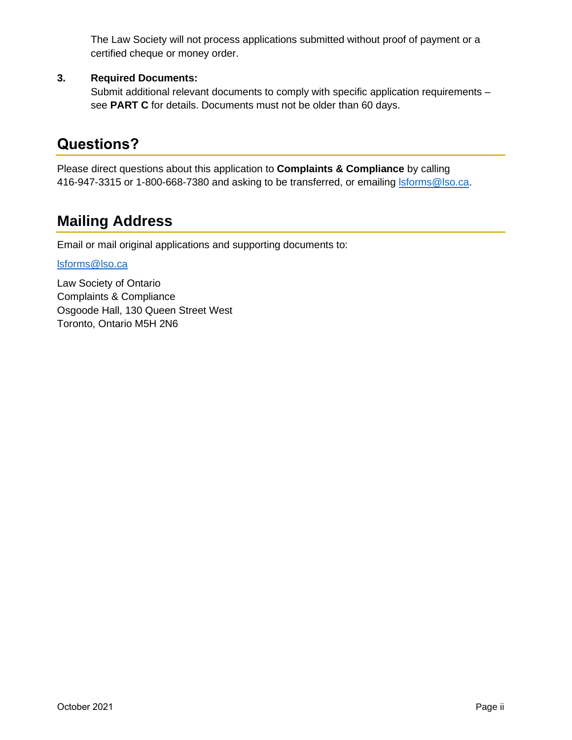The Law Society will not process applications submitted without proof of payment or a certified cheque or money order.

3. **Required Documents:**
   Submit additional relevant documents to comply with specific application requirements – see **PART C** for details. Documents must not be older than 60 days.

## Questions?

Please direct questions about this application to **Complaints & Compliance** by calling 416-947-3315 or 1-800-668-7380 and asking to be transferred, or emailing lsforms@lso.ca.

## Mailing Address

Email or mail original applications and supporting documents to:

lsforms@lso.ca

Law Society of Ontario
Complaints & Compliance
Osgoode Hall, 130 Queen Street West
Toronto, Ontario M5H 2N6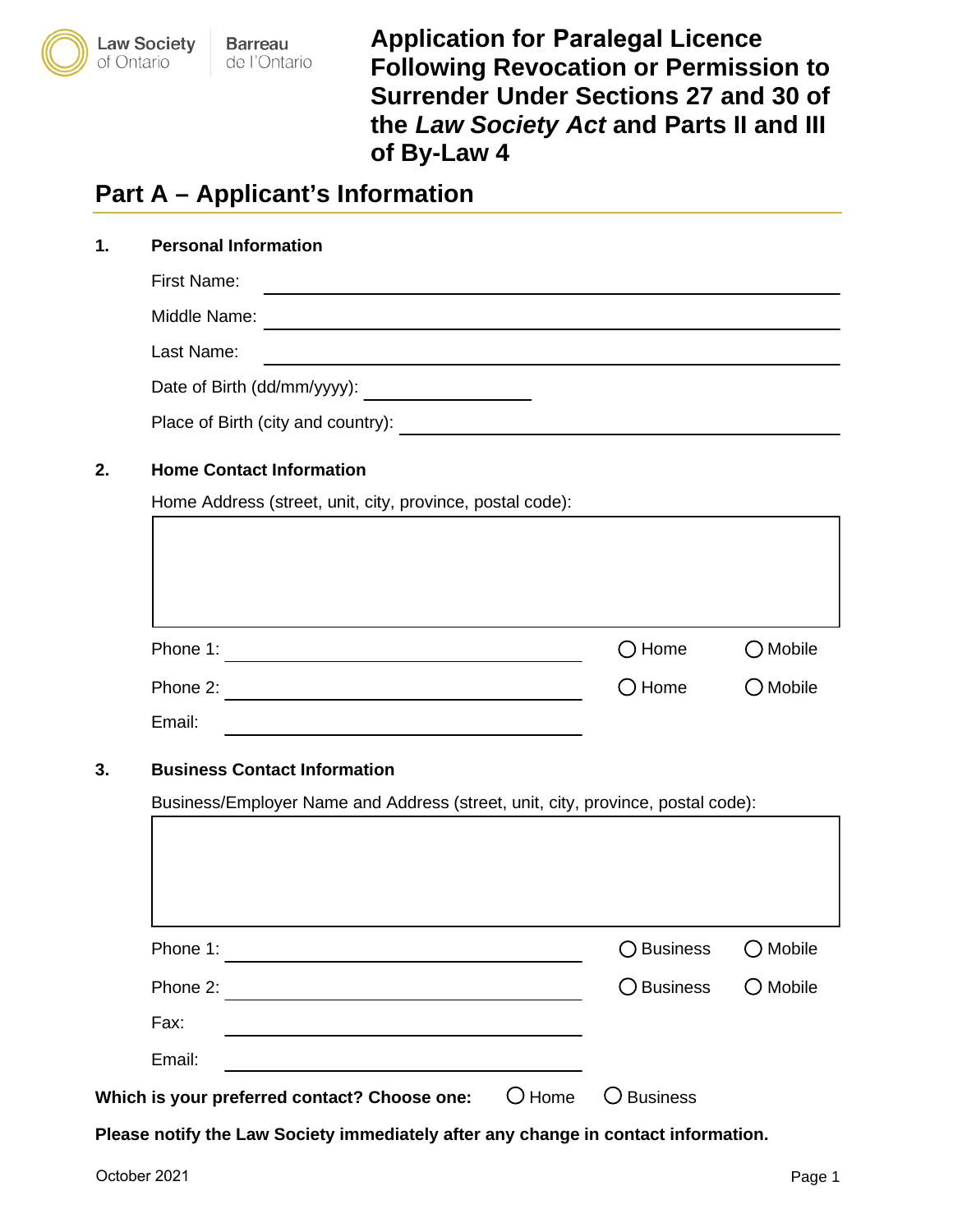Law Society of Ontario | Barreau de l'Ontario

# Application for Paralegal Licence Following Revocation or Permission to Surrender Under Sections 27 and 30 of the *Law Society Act* and Parts II and III of By-Law 4

## Part A – Applicant's Information

**1. Personal Information**

First Name: ____________________

Middle Name: ____________________

Last Name: ____________________

Date of Birth (dd/mm/yyyy): ____________________

Place of Birth (city and country): ____________________

**2. Home Contact Information**

Home Address (street, unit, city, province, postal code):

____________________

Phone 1: ____________________ ○ Home ○ Mobile

Phone 2: ____________________ ○ Home ○ Mobile

Email: ____________________

**3. Business Contact Information**

Business/Employer Name and Address (street, unit, city, province, postal code):

____________________

Phone 1: ____________________ ○ Business ○ Mobile

Phone 2: ____________________ ○ Business ○ Mobile

Fax: ____________________

Email: ____________________

**Which is your preferred contact? Choose one:** ○ Home ○ Business

**Please notify the Law Society immediately after any change in contact information.**

October 2021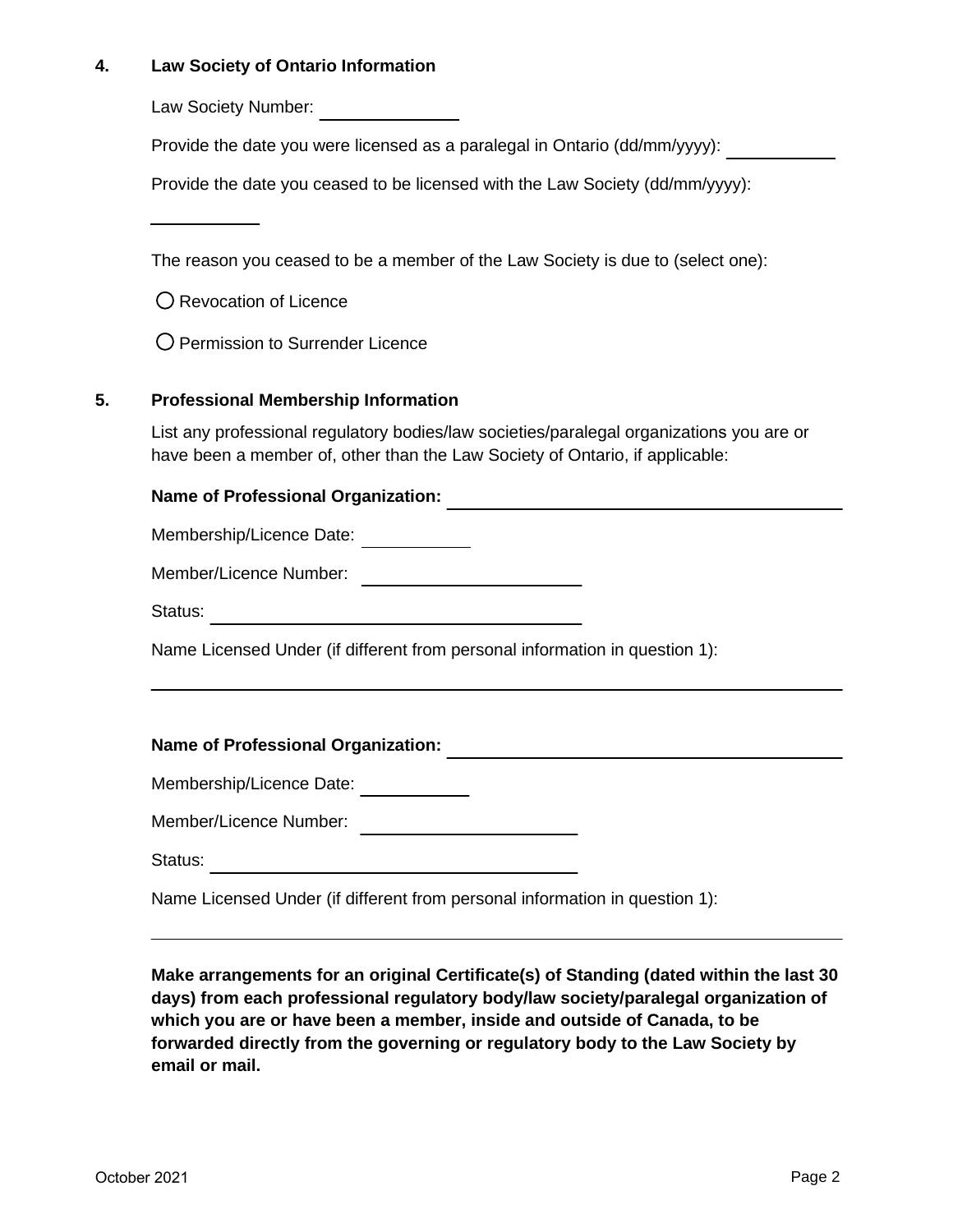## 4. Law Society of Ontario Information

Law Society Number: ______________

Provide the date you were licensed as a paralegal in Ontario (dd/mm/yyyy): ___________

Provide the date you ceased to be licensed with the Law Society (dd/mm/yyyy):

___________

The reason you ceased to be a member of the Law Society is due to (select one):

○ Revocation of Licence

○ Permission to Surrender Licence

## 5. Professional Membership Information

List any professional regulatory bodies/law societies/paralegal organizations you are or have been a member of, other than the Law Society of Ontario, if applicable:

**Name of Professional Organization:** ________________________________________

Membership/Licence Date: ___________

Member/Licence Number: ______________________

Status: ______________________________________

Name Licensed Under (if different from personal information in question 1):

______________________________________________________________________

**Name of Professional Organization:** ________________________________________

Membership/Licence Date: ___________

Member/Licence Number: ______________________

Status: ______________________________________

Name Licensed Under (if different from personal information in question 1):

______________________________________________________________________

**Make arrangements for an original Certificate(s) of Standing (dated within the last 30 days) from each professional regulatory body/law society/paralegal organization of which you are or have been a member, inside and outside of Canada, to be forwarded directly from the governing or regulatory body to the Law Society by email or mail.**

October 2021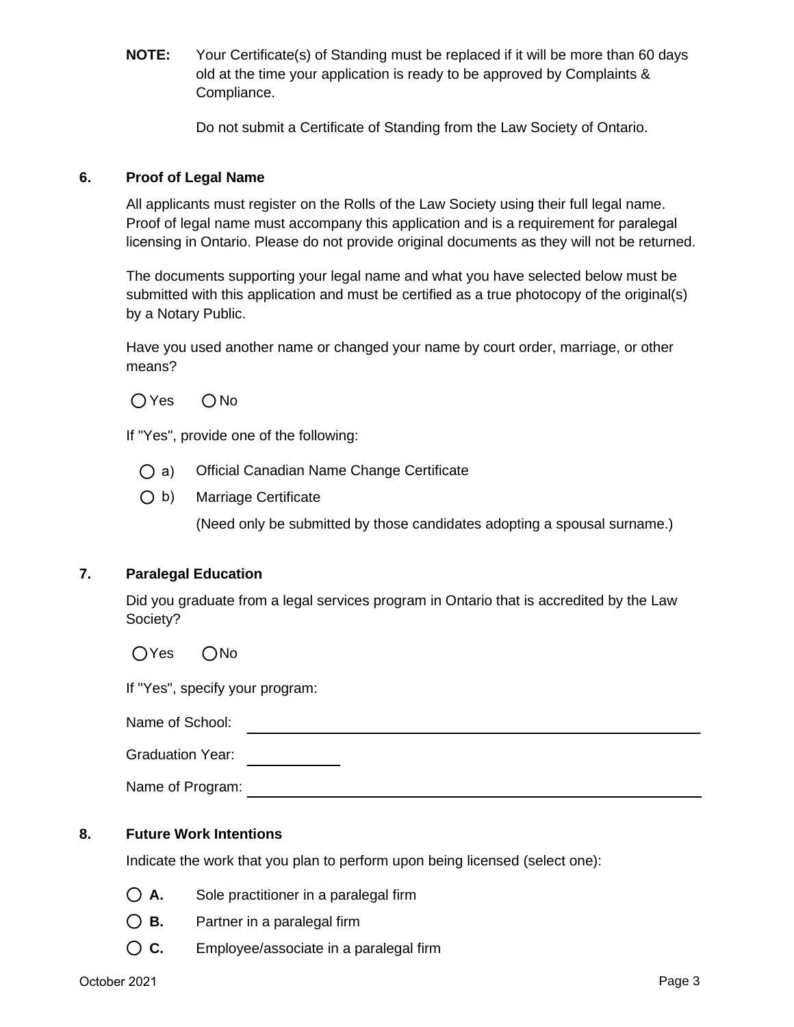**NOTE:** Your Certificate(s) of Standing must be replaced if it will be more than 60 days old at the time your application is ready to be approved by Complaints & Compliance.

Do not submit a Certificate of Standing from the Law Society of Ontario.

## 6. Proof of Legal Name

All applicants must register on the Rolls of the Law Society using their full legal name. Proof of legal name must accompany this application and is a requirement for paralegal licensing in Ontario. Please do not provide original documents as they will not be returned.

The documents supporting your legal name and what you have selected below must be submitted with this application and must be certified as a true photocopy of the original(s) by a Notary Public.

Have you used another name or changed your name by court order, marriage, or other means?

○ Yes ○ No

If "Yes", provide one of the following:

○ a) Official Canadian Name Change Certificate

○ b) Marriage Certificate

(Need only be submitted by those candidates adopting a spousal surname.)

## 7. Paralegal Education

Did you graduate from a legal services program in Ontario that is accredited by the Law Society?

○ Yes ○ No

If "Yes", specify your program:

Name of School: ______________________________

Graduation Year: __________

Name of Program: ______________________________

## 8. Future Work Intentions

Indicate the work that you plan to perform upon being licensed (select one):

○ **A.** Sole practitioner in a paralegal firm

○ **B.** Partner in a paralegal firm

○ **C.** Employee/associate in a paralegal firm

October 2021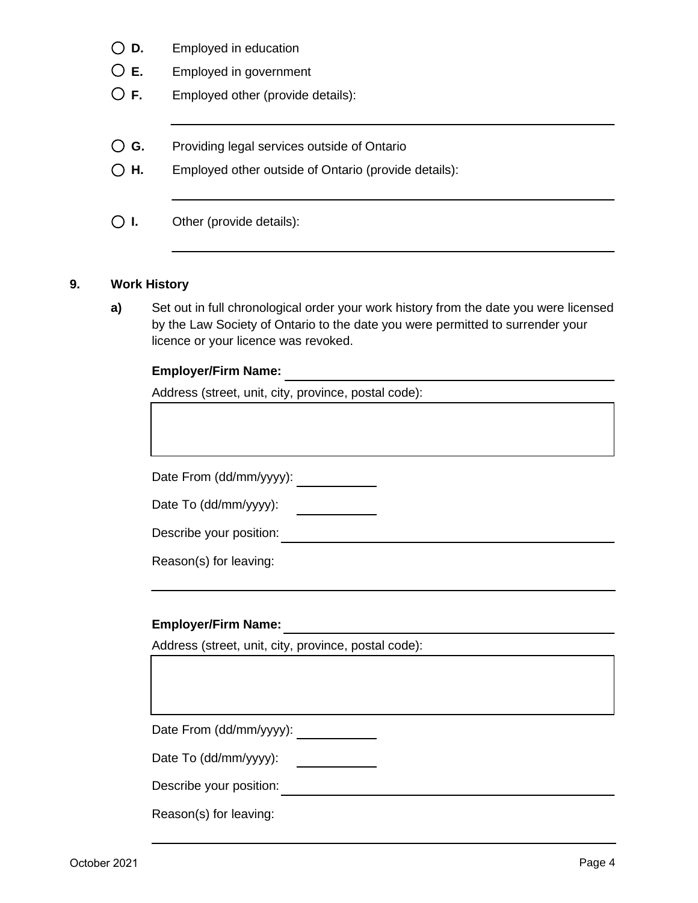- ◯ **D.** Employed in education
- ◯ **E.** Employed in government
- ◯ **F.** Employed other (provide details): \_\_\_\_\_\_\_\_\_\_\_\_\_\_\_\_\_\_\_\_
- ◯ **G.** Providing legal services outside of Ontario
- ◯ **H.** Employed other outside of Ontario (provide details): \_\_\_\_\_\_\_\_\_\_\_\_\_\_\_\_\_\_\_\_
- ◯ **I.** Other (provide details): \_\_\_\_\_\_\_\_\_\_\_\_\_\_\_\_\_\_\_\_

## 9. Work History

**a)** Set out in full chronological order your work history from the date you were licensed by the Law Society of Ontario to the date you were permitted to surrender your licence or your licence was revoked.

**Employer/Firm Name:** \_\_\_\_\_\_\_\_\_\_\_\_\_\_\_\_\_\_\_\_

Address (street, unit, city, province, postal code):

Date From (dd/mm/yyyy): \_\_\_\_\_\_\_\_\_\_

Date To (dd/mm/yyyy): \_\_\_\_\_\_\_\_\_\_

Describe your position: \_\_\_\_\_\_\_\_\_\_\_\_\_\_\_\_\_\_\_\_

Reason(s) for leaving: \_\_\_\_\_\_\_\_\_\_\_\_\_\_\_\_\_\_\_\_

**Employer/Firm Name:** \_\_\_\_\_\_\_\_\_\_\_\_\_\_\_\_\_\_\_\_

Address (street, unit, city, province, postal code):

Date From (dd/mm/yyyy): \_\_\_\_\_\_\_\_\_\_

Date To (dd/mm/yyyy): \_\_\_\_\_\_\_\_\_\_

Describe your position: \_\_\_\_\_\_\_\_\_\_\_\_\_\_\_\_\_\_\_\_

Reason(s) for leaving: \_\_\_\_\_\_\_\_\_\_\_\_\_\_\_\_\_\_\_\_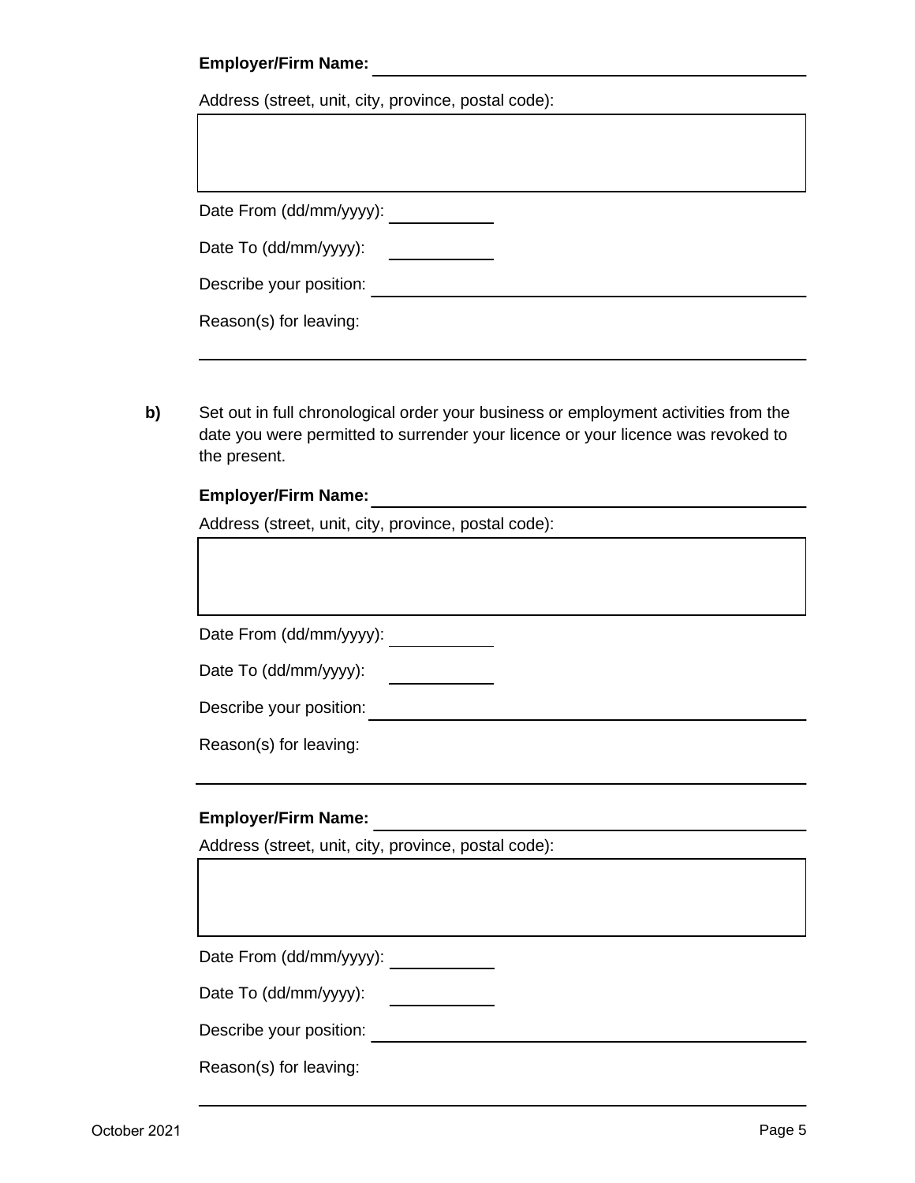**Employer/Firm Name:** ______________________________

Address (street, unit, city, province, postal code):

|   |
|---|
|   |

Date From (dd/mm/yyyy): ____________

Date To (dd/mm/yyyy): ____________

Describe your position: ______________________________

Reason(s) for leaving:

______________________________

**b)** Set out in full chronological order your business or employment activities from the date you were permitted to surrender your licence or your licence was revoked to the present.

**Employer/Firm Name:** ______________________________

Address (street, unit, city, province, postal code):

|   |
|---|
|   |

Date From (dd/mm/yyyy): ____________

Date To (dd/mm/yyyy): ____________

Describe your position: ______________________________

Reason(s) for leaving:

______________________________

**Employer/Firm Name:** ______________________________

Address (street, unit, city, province, postal code):

|   |
|---|
|   |

Date From (dd/mm/yyyy): ____________

Date To (dd/mm/yyyy): ____________

Describe your position: ______________________________

Reason(s) for leaving:

______________________________

October 2021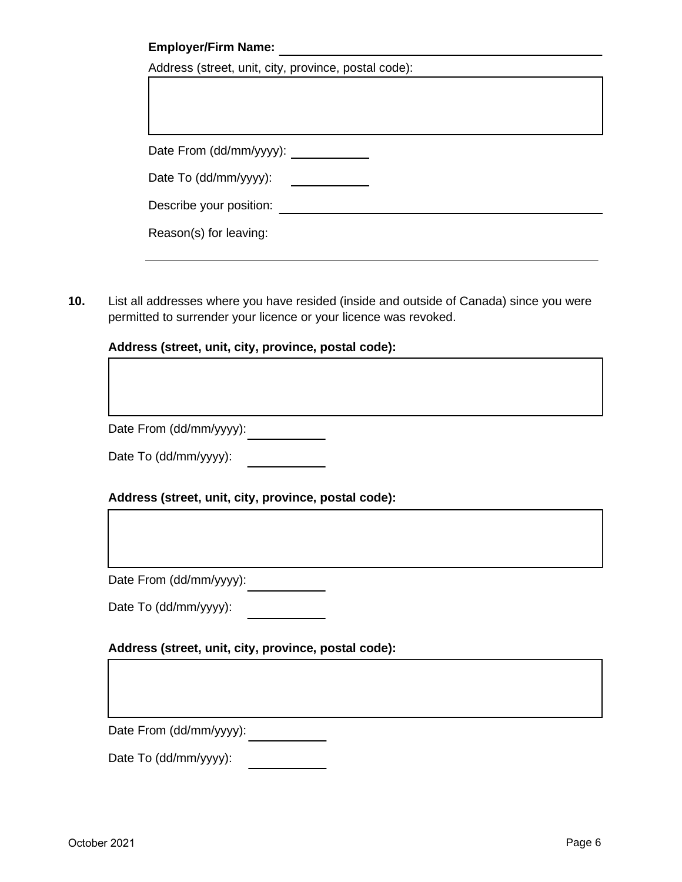**Employer/Firm Name:** ______________________________

Address (street, unit, city, province, postal code):

Date From (dd/mm/yyyy): __________

Date To (dd/mm/yyyy): __________

Describe your position: ______________________________

Reason(s) for leaving:

______________________________

**10.** List all addresses where you have resided (inside and outside of Canada) since you were permitted to surrender your licence or your licence was revoked.

**Address (street, unit, city, province, postal code):**

Date From (dd/mm/yyyy): __________

Date To (dd/mm/yyyy): __________

**Address (street, unit, city, province, postal code):**

Date From (dd/mm/yyyy): __________

Date To (dd/mm/yyyy): __________

**Address (street, unit, city, province, postal code):**

Date From (dd/mm/yyyy): __________

Date To (dd/mm/yyyy): __________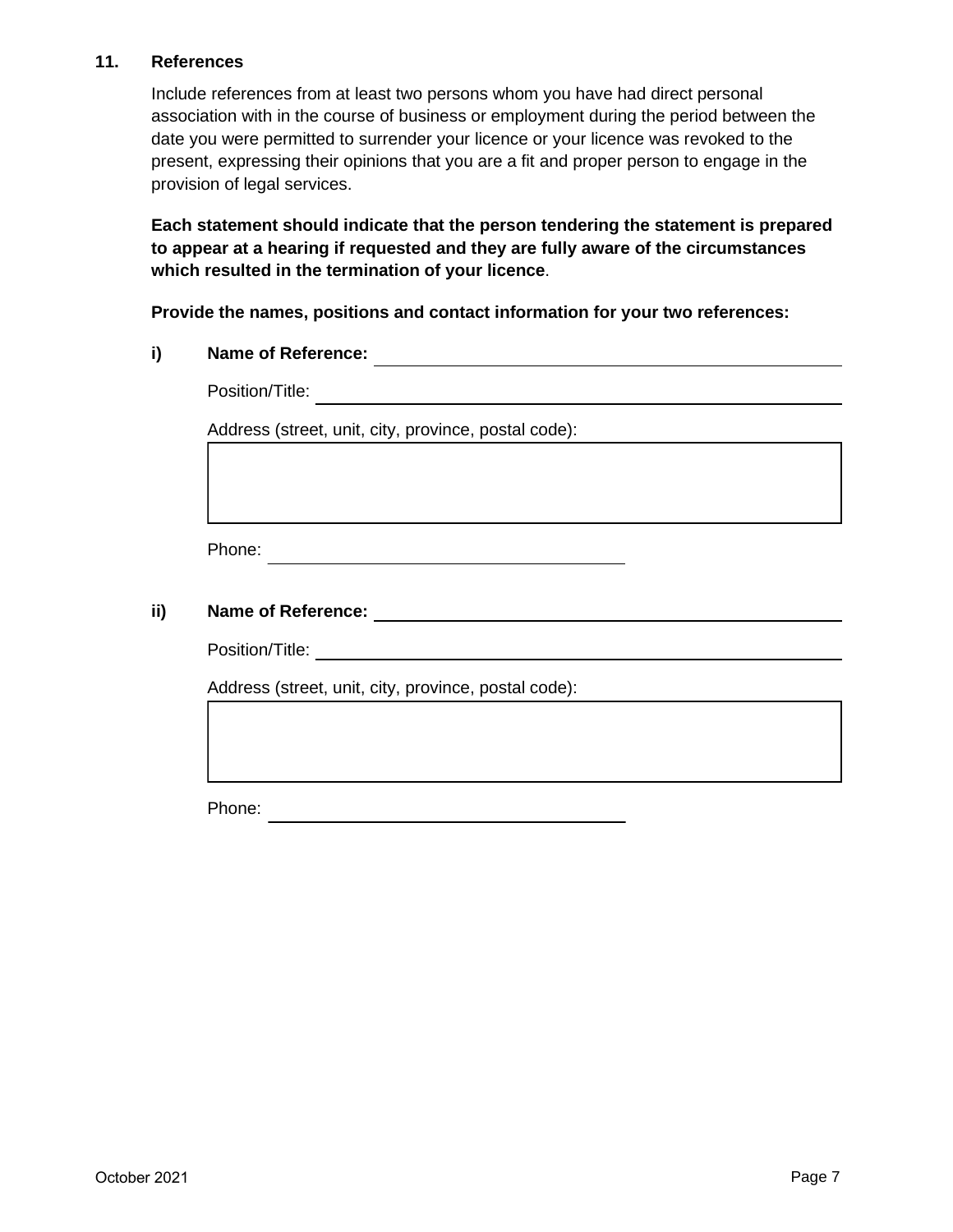## 11. References

Include references from at least two persons whom you have had direct personal association with in the course of business or employment during the period between the date you were permitted to surrender your licence or your licence was revoked to the present, expressing their opinions that you are a fit and proper person to engage in the provision of legal services.

**Each statement should indicate that the person tendering the statement is prepared to appear at a hearing if requested and they are fully aware of the circumstances which resulted in the termination of your licence**.

**Provide the names, positions and contact information for your two references:**

**i) Name of Reference:** \_\_\_\_\_\_\_\_\_\_\_\_\_\_\_\_\_\_\_\_\_\_\_\_\_\_\_\_\_\_\_\_\_\_\_\_\_\_\_\_

Position/Title: \_\_\_\_\_\_\_\_\_\_\_\_\_\_\_\_\_\_\_\_\_\_\_\_\_\_\_\_\_\_\_\_\_\_\_\_\_\_\_\_

Address (street, unit, city, province, postal code):

Phone: \_\_\_\_\_\_\_\_\_\_\_\_\_\_\_\_\_\_\_\_\_\_\_\_\_\_\_\_

**ii) Name of Reference:** \_\_\_\_\_\_\_\_\_\_\_\_\_\_\_\_\_\_\_\_\_\_\_\_\_\_\_\_\_\_\_\_\_\_\_\_\_\_\_\_

Position/Title: \_\_\_\_\_\_\_\_\_\_\_\_\_\_\_\_\_\_\_\_\_\_\_\_\_\_\_\_\_\_\_\_\_\_\_\_\_\_\_\_

Address (street, unit, city, province, postal code):

Phone: \_\_\_\_\_\_\_\_\_\_\_\_\_\_\_\_\_\_\_\_\_\_\_\_\_\_\_\_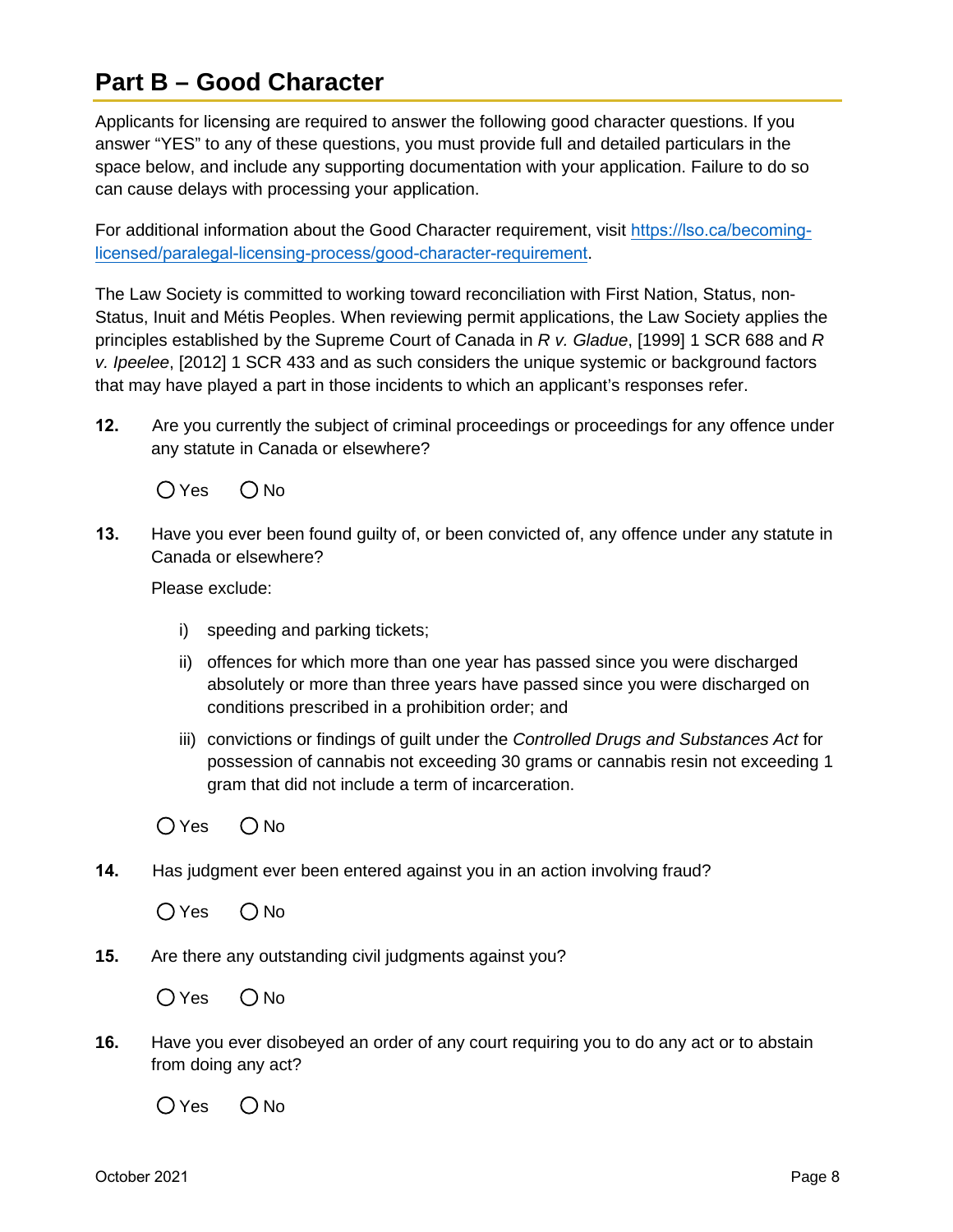## Part B – Good Character

Applicants for licensing are required to answer the following good character questions. If you answer "YES" to any of these questions, you must provide full and detailed particulars in the space below, and include any supporting documentation with your application. Failure to do so can cause delays with processing your application.

For additional information about the Good Character requirement, visit [https://lso.ca/becoming-licensed/paralegal-licensing-process/good-character-requirement](https://lso.ca/becoming-licensed/paralegal-licensing-process/good-character-requirement).

The Law Society is committed to working toward reconciliation with First Nation, Status, non-Status, Inuit and Métis Peoples. When reviewing permit applications, the Law Society applies the principles established by the Supreme Court of Canada in *R v. Gladue*, [1999] 1 SCR 688 and *R v. Ipeelee*, [2012] 1 SCR 433 and as such considers the unique systemic or background factors that may have played a part in those incidents to which an applicant's responses refer.

**12.** Are you currently the subject of criminal proceedings or proceedings for any offence under any statute in Canada or elsewhere?

○ Yes ○ No

**13.** Have you ever been found guilty of, or been convicted of, any offence under any statute in Canada or elsewhere?

Please exclude:

i) speeding and parking tickets;

ii) offences for which more than one year has passed since you were discharged absolutely or more than three years have passed since you were discharged on conditions prescribed in a prohibition order; and

iii) convictions or findings of guilt under the *Controlled Drugs and Substances Act* for possession of cannabis not exceeding 30 grams or cannabis resin not exceeding 1 gram that did not include a term of incarceration.

○ Yes ○ No

**14.** Has judgment ever been entered against you in an action involving fraud?

○ Yes ○ No

**15.** Are there any outstanding civil judgments against you?

○ Yes ○ No

**16.** Have you ever disobeyed an order of any court requiring you to do any act or to abstain from doing any act?

○ Yes ○ No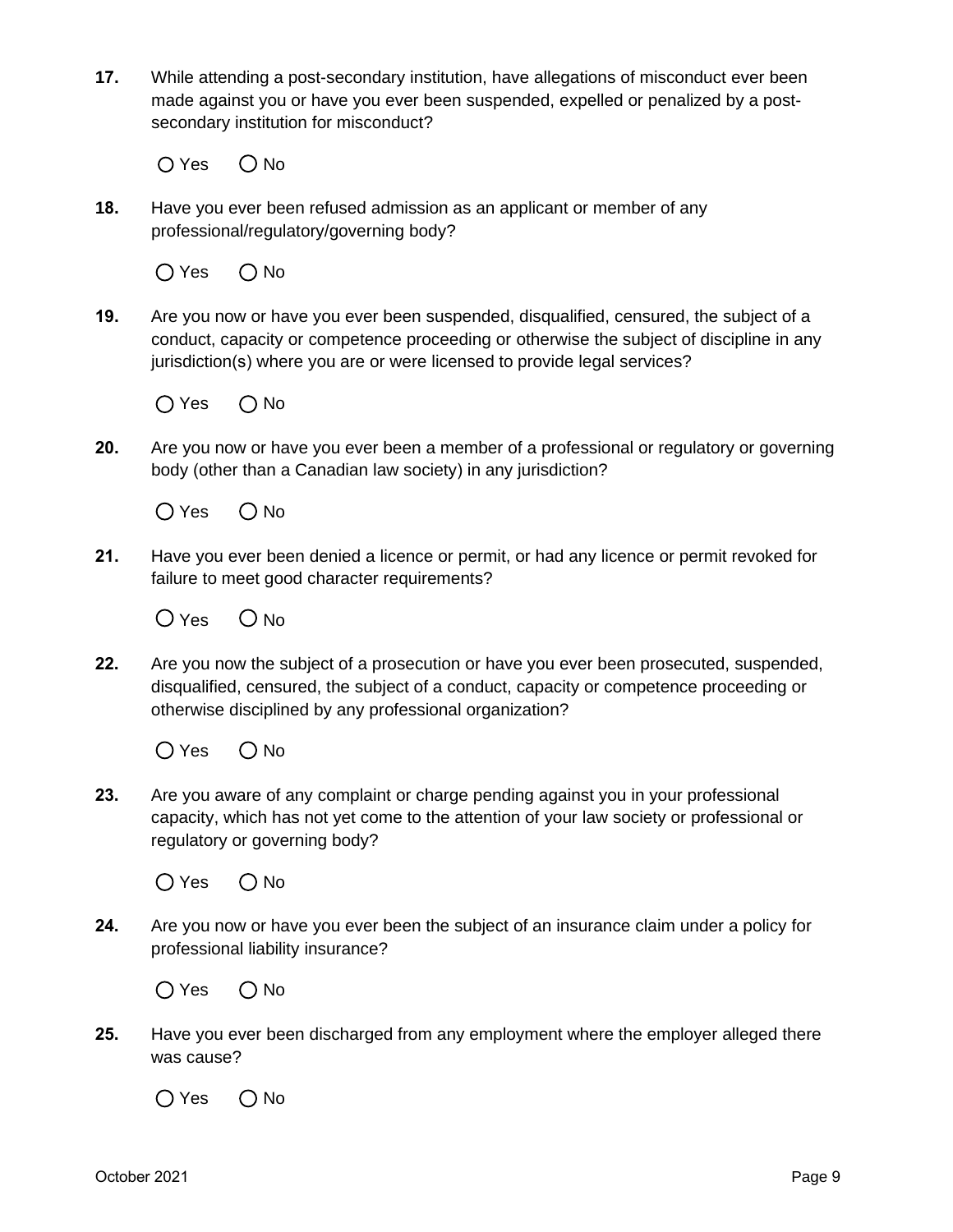**17.** While attending a post-secondary institution, have allegations of misconduct ever been made against you or have you ever been suspended, expelled or penalized by a post-secondary institution for misconduct?

◯ Yes ◯ No

**18.** Have you ever been refused admission as an applicant or member of any professional/regulatory/governing body?

◯ Yes ◯ No

**19.** Are you now or have you ever been suspended, disqualified, censured, the subject of a conduct, capacity or competence proceeding or otherwise the subject of discipline in any jurisdiction(s) where you are or were licensed to provide legal services?

◯ Yes ◯ No

**20.** Are you now or have you ever been a member of a professional or regulatory or governing body (other than a Canadian law society) in any jurisdiction?

◯ Yes ◯ No

**21.** Have you ever been denied a licence or permit, or had any licence or permit revoked for failure to meet good character requirements?

◯ Yes ◯ No

**22.** Are you now the subject of a prosecution or have you ever been prosecuted, suspended, disqualified, censured, the subject of a conduct, capacity or competence proceeding or otherwise disciplined by any professional organization?

◯ Yes ◯ No

**23.** Are you aware of any complaint or charge pending against you in your professional capacity, which has not yet come to the attention of your law society or professional or regulatory or governing body?

◯ Yes ◯ No

**24.** Are you now or have you ever been the subject of an insurance claim under a policy for professional liability insurance?

◯ Yes ◯ No

**25.** Have you ever been discharged from any employment where the employer alleged there was cause?

◯ Yes ◯ No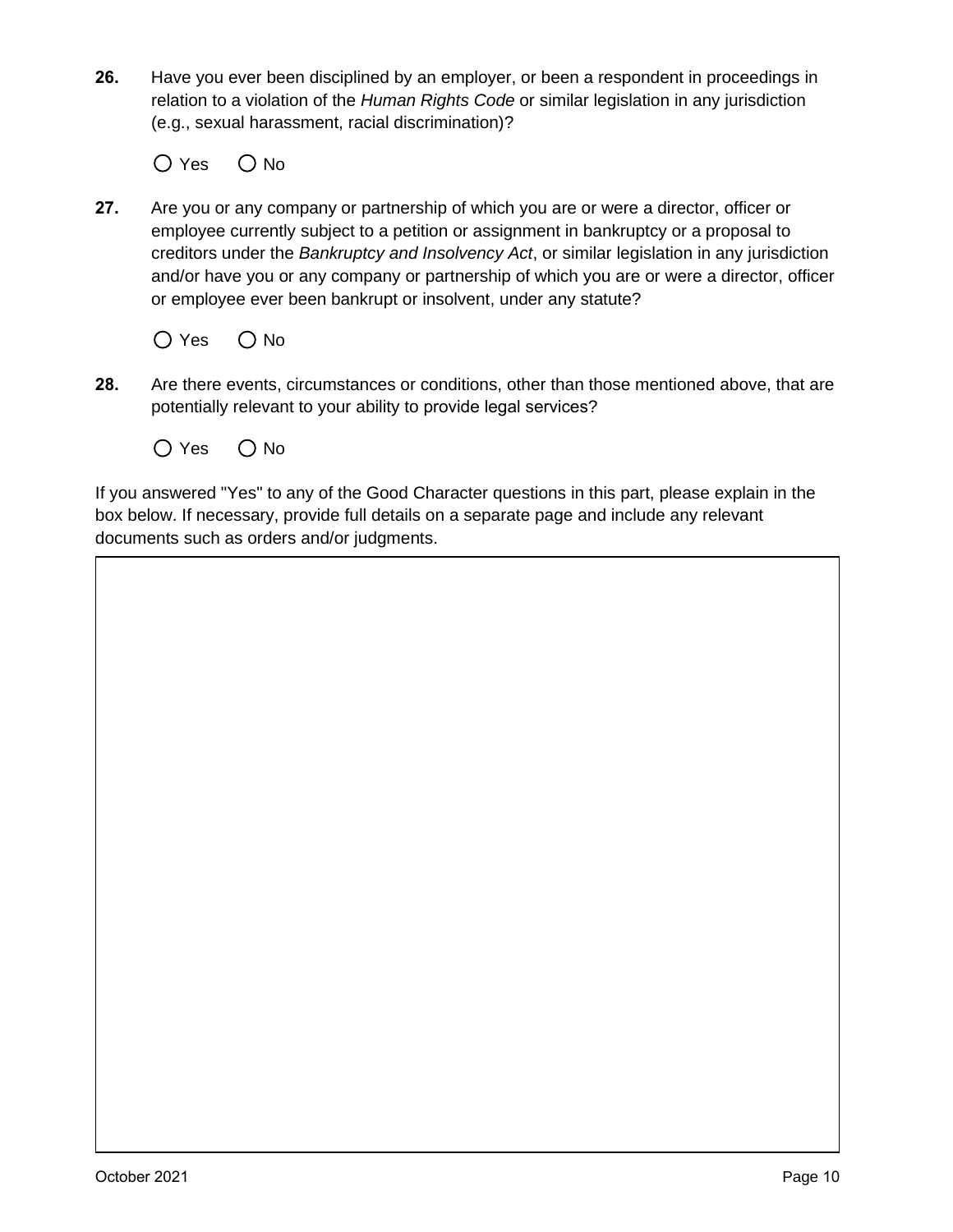**26.** Have you ever been disciplined by an employer, or been a respondent in proceedings in relation to a violation of the *Human Rights Code* or similar legislation in any jurisdiction (e.g., sexual harassment, racial discrimination)?

○ Yes ○ No

**27.** Are you or any company or partnership of which you are or were a director, officer or employee currently subject to a petition or assignment in bankruptcy or a proposal to creditors under the *Bankruptcy and Insolvency Act*, or similar legislation in any jurisdiction and/or have you or any company or partnership of which you are or were a director, officer or employee ever been bankrupt or insolvent, under any statute?

○ Yes ○ No

**28.** Are there events, circumstances or conditions, other than those mentioned above, that are potentially relevant to your ability to provide legal services?

○ Yes ○ No

If you answered "Yes" to any of the Good Character questions in this part, please explain in the box below. If necessary, provide full details on a separate page and include any relevant documents such as orders and/or judgments.

October 2021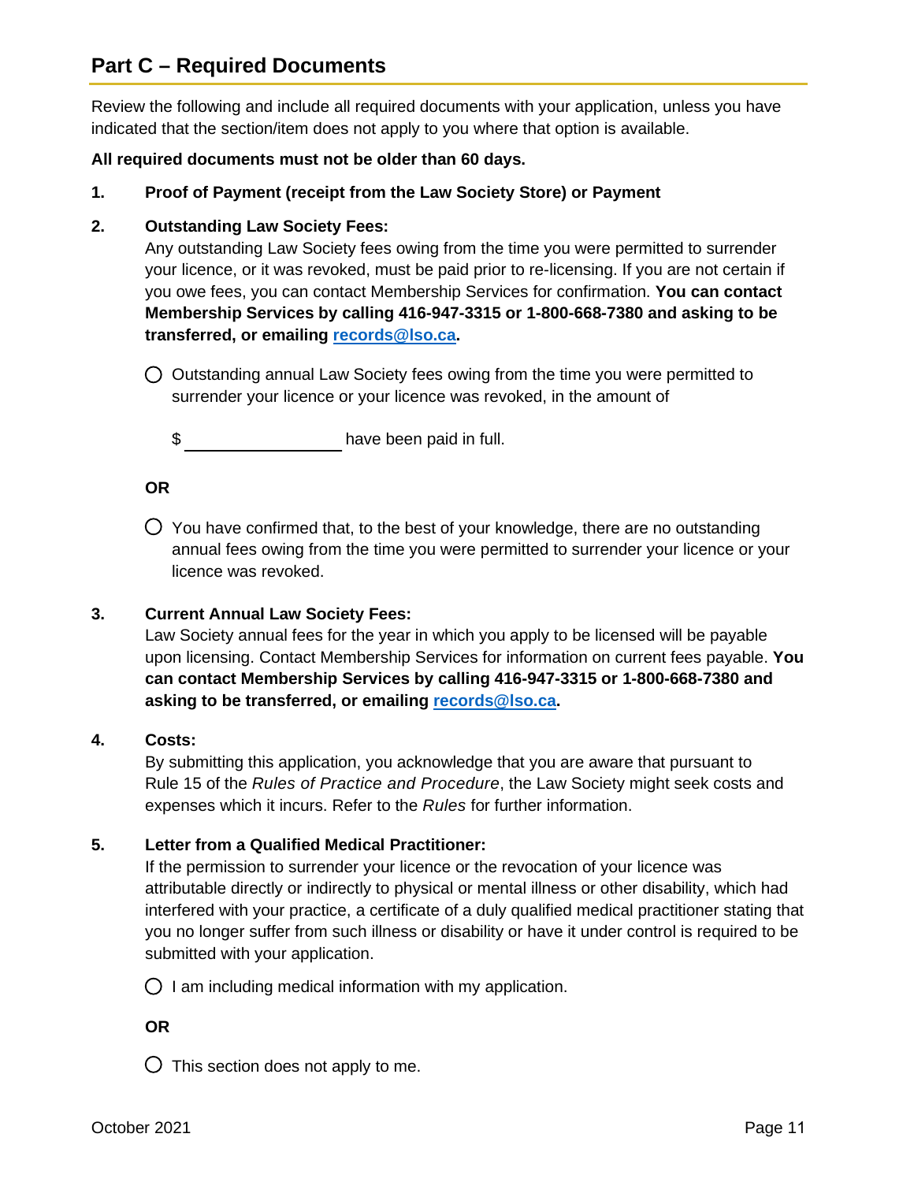## Part C – Required Documents

Review the following and include all required documents with your application, unless you have indicated that the section/item does not apply to you where that option is available.

**All required documents must not be older than 60 days.**

1. **Proof of Payment (receipt from the Law Society Store) or Payment**

2. **Outstanding Law Society Fees:**
   Any outstanding Law Society fees owing from the time you were permitted to surrender your licence, or it was revoked, must be paid prior to re-licensing. If you are not certain if you owe fees, you can contact Membership Services for confirmation. **You can contact Membership Services by calling 416-947-3315 or 1-800-668-7380 and asking to be transferred, or emailing [records@lso.ca](mailto:records@lso.ca).**

   ◯ Outstanding annual Law Society fees owing from the time you were permitted to surrender your licence or your licence was revoked, in the amount of

   $ ________________ have been paid in full.

   **OR**

   ◯ You have confirmed that, to the best of your knowledge, there are no outstanding annual fees owing from the time you were permitted to surrender your licence or your licence was revoked.

3. **Current Annual Law Society Fees:**
   Law Society annual fees for the year in which you apply to be licensed will be payable upon licensing. Contact Membership Services for information on current fees payable. **You can contact Membership Services by calling 416-947-3315 or 1-800-668-7380 and asking to be transferred, or emailing [records@lso.ca](mailto:records@lso.ca).**

4. **Costs:**
   By submitting this application, you acknowledge that you are aware that pursuant to Rule 15 of the *Rules of Practice and Procedure*, the Law Society might seek costs and expenses which it incurs. Refer to the *Rules* for further information.

5. **Letter from a Qualified Medical Practitioner:**
   If the permission to surrender your licence or the revocation of your licence was attributable directly or indirectly to physical or mental illness or other disability, which had interfered with your practice, a certificate of a duly qualified medical practitioner stating that you no longer suffer from such illness or disability or have it under control is required to be submitted with your application.

   ◯ I am including medical information with my application.

   **OR**

   ◯ This section does not apply to me.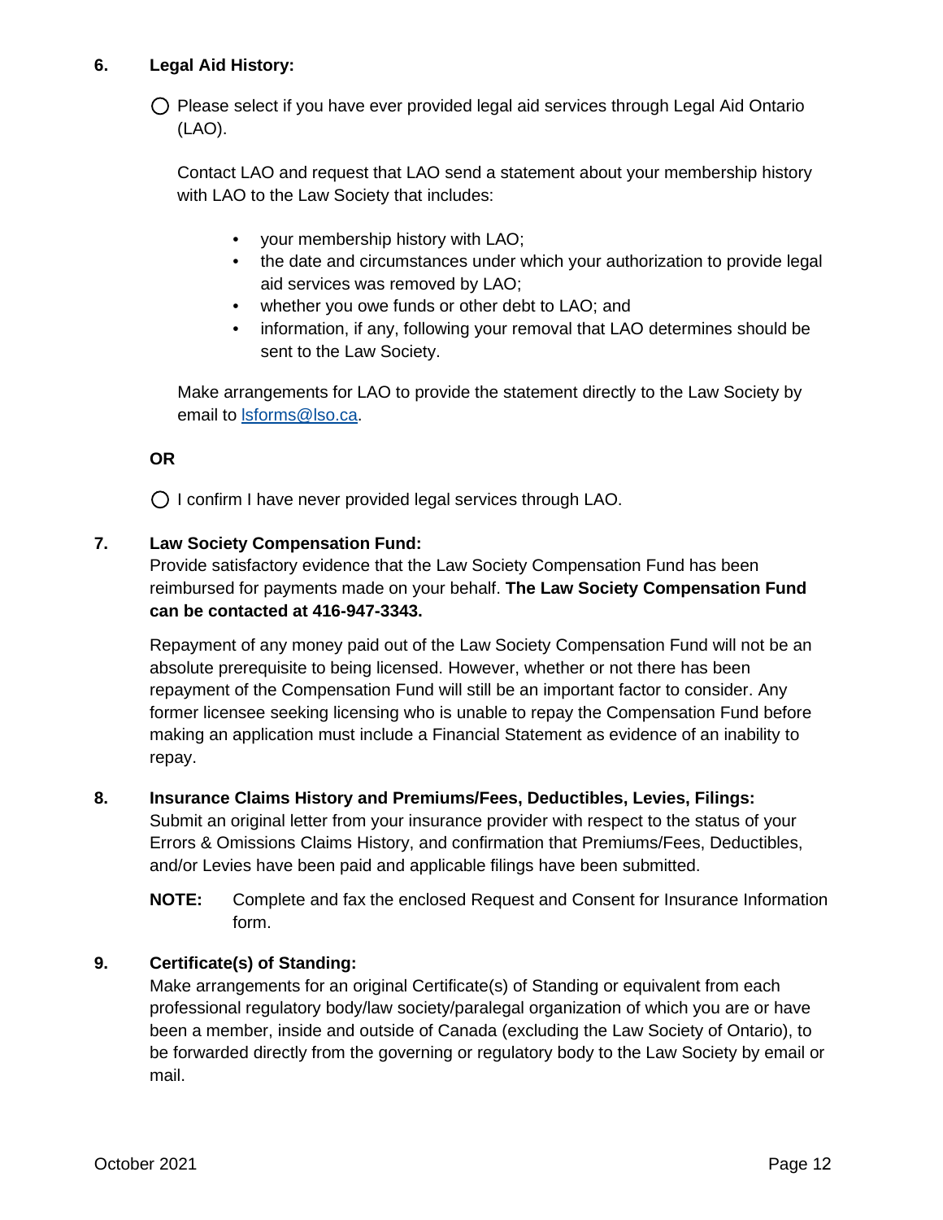**6. Legal Aid History:**

○ Please select if you have ever provided legal aid services through Legal Aid Ontario (LAO).

Contact LAO and request that LAO send a statement about your membership history with LAO to the Law Society that includes:

- your membership history with LAO;
- the date and circumstances under which your authorization to provide legal aid services was removed by LAO;
- whether you owe funds or other debt to LAO; and
- information, if any, following your removal that LAO determines should be sent to the Law Society.

Make arrangements for LAO to provide the statement directly to the Law Society by email to lsforms@lso.ca.

**OR**

○ I confirm I have never provided legal services through LAO.

**7. Law Society Compensation Fund:**

Provide satisfactory evidence that the Law Society Compensation Fund has been reimbursed for payments made on your behalf. **The Law Society Compensation Fund can be contacted at 416-947-3343.**

Repayment of any money paid out of the Law Society Compensation Fund will not be an absolute prerequisite to being licensed. However, whether or not there has been repayment of the Compensation Fund will still be an important factor to consider. Any former licensee seeking licensing who is unable to repay the Compensation Fund before making an application must include a Financial Statement as evidence of an inability to repay.

**8. Insurance Claims History and Premiums/Fees, Deductibles, Levies, Filings:**

Submit an original letter from your insurance provider with respect to the status of your Errors & Omissions Claims History, and confirmation that Premiums/Fees, Deductibles, and/or Levies have been paid and applicable filings have been submitted.

**NOTE:** Complete and fax the enclosed Request and Consent for Insurance Information form.

**9. Certificate(s) of Standing:**

Make arrangements for an original Certificate(s) of Standing or equivalent from each professional regulatory body/law society/paralegal organization of which you are or have been a member, inside and outside of Canada (excluding the Law Society of Ontario), to be forwarded directly from the governing or regulatory body to the Law Society by email or mail.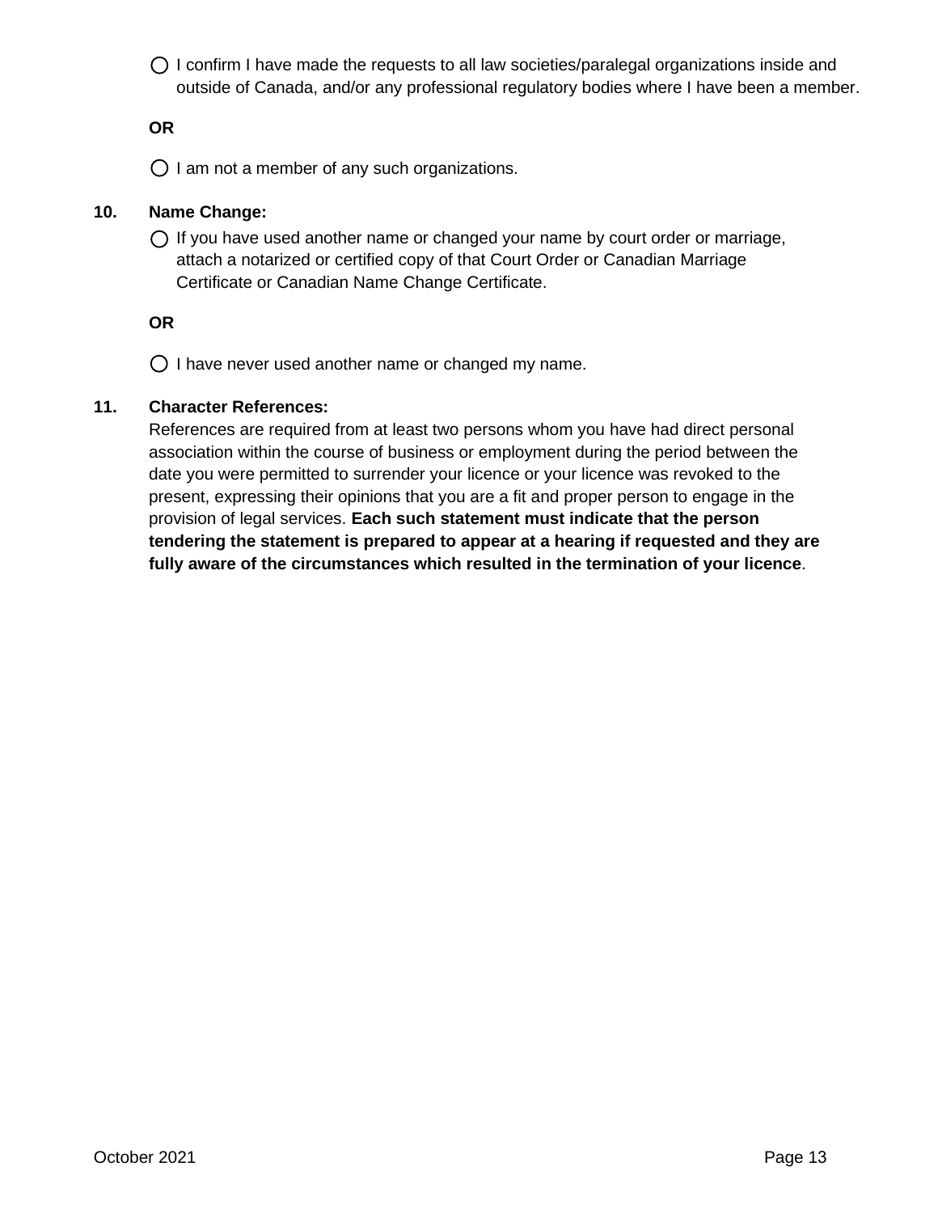◯ I confirm I have made the requests to all law societies/paralegal organizations inside and outside of Canada, and/or any professional regulatory bodies where I have been a member.

**OR**

◯ I am not a member of any such organizations.

**10. Name Change:**

◯ If you have used another name or changed your name by court order or marriage, attach a notarized or certified copy of that Court Order or Canadian Marriage Certificate or Canadian Name Change Certificate.

**OR**

◯ I have never used another name or changed my name.

**11. Character References:**

References are required from at least two persons whom you have had direct personal association within the course of business or employment during the period between the date you were permitted to surrender your licence or your licence was revoked to the present, expressing their opinions that you are a fit and proper person to engage in the provision of legal services. **Each such statement must indicate that the person tendering the statement is prepared to appear at a hearing if requested and they are fully aware of the circumstances which resulted in the termination of your licence**.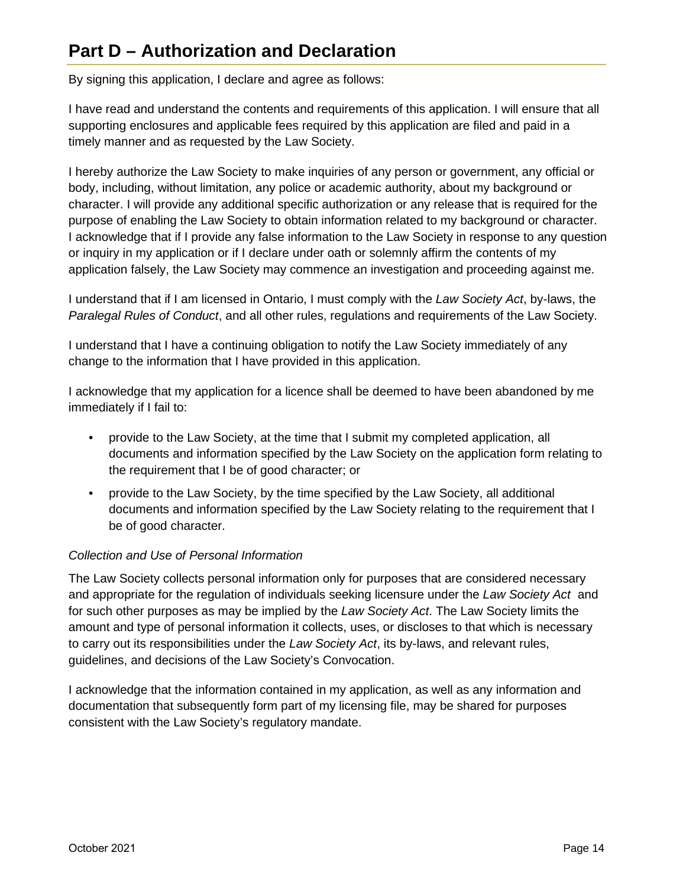# Part D – Authorization and Declaration

By signing this application, I declare and agree as follows:

I have read and understand the contents and requirements of this application. I will ensure that all supporting enclosures and applicable fees required by this application are filed and paid in a timely manner and as requested by the Law Society.

I hereby authorize the Law Society to make inquiries of any person or government, any official or body, including, without limitation, any police or academic authority, about my background or character. I will provide any additional specific authorization or any release that is required for the purpose of enabling the Law Society to obtain information related to my background or character. I acknowledge that if I provide any false information to the Law Society in response to any question or inquiry in my application or if I declare under oath or solemnly affirm the contents of my application falsely, the Law Society may commence an investigation and proceeding against me.

I understand that if I am licensed in Ontario, I must comply with the *Law Society Act*, by-laws, the *Paralegal Rules of Conduct*, and all other rules, regulations and requirements of the Law Society.

I understand that I have a continuing obligation to notify the Law Society immediately of any change to the information that I have provided in this application.

I acknowledge that my application for a licence shall be deemed to have been abandoned by me immediately if I fail to:

- provide to the Law Society, at the time that I submit my completed application, all documents and information specified by the Law Society on the application form relating to the requirement that I be of good character; or
- provide to the Law Society, by the time specified by the Law Society, all additional documents and information specified by the Law Society relating to the requirement that I be of good character.

*Collection and Use of Personal Information*

The Law Society collects personal information only for purposes that are considered necessary and appropriate for the regulation of individuals seeking licensure under the *Law Society Act* and for such other purposes as may be implied by the *Law Society Act*. The Law Society limits the amount and type of personal information it collects, uses, or discloses to that which is necessary to carry out its responsibilities under the *Law Society Act*, its by-laws, and relevant rules, guidelines, and decisions of the Law Society's Convocation.

I acknowledge that the information contained in my application, as well as any information and documentation that subsequently form part of my licensing file, may be shared for purposes consistent with the Law Society's regulatory mandate.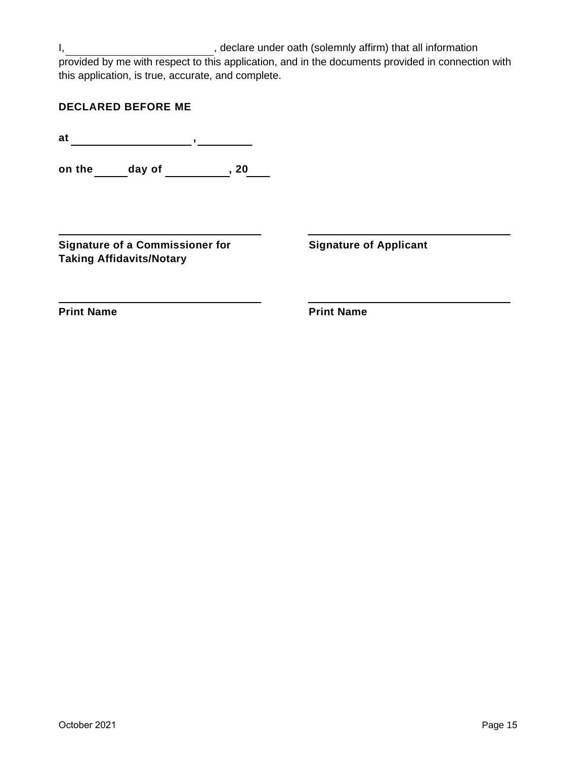I, ________________________, declare under oath (solemnly affirm) that all information provided by me with respect to this application, and in the documents provided in connection with this application, is true, accurate, and complete.

**DECLARED BEFORE ME**

**at** ____________________**,** _________

**on the** _____ **day of** __________**, 20**____

| ________________________________ | ________________________________ |
|---|---|
| **Signature of a Commissioner for Taking Affidavits/Notary** | **Signature of Applicant** |
| ________________________________ | ________________________________ |
| **Print Name** | **Print Name** |

October 2021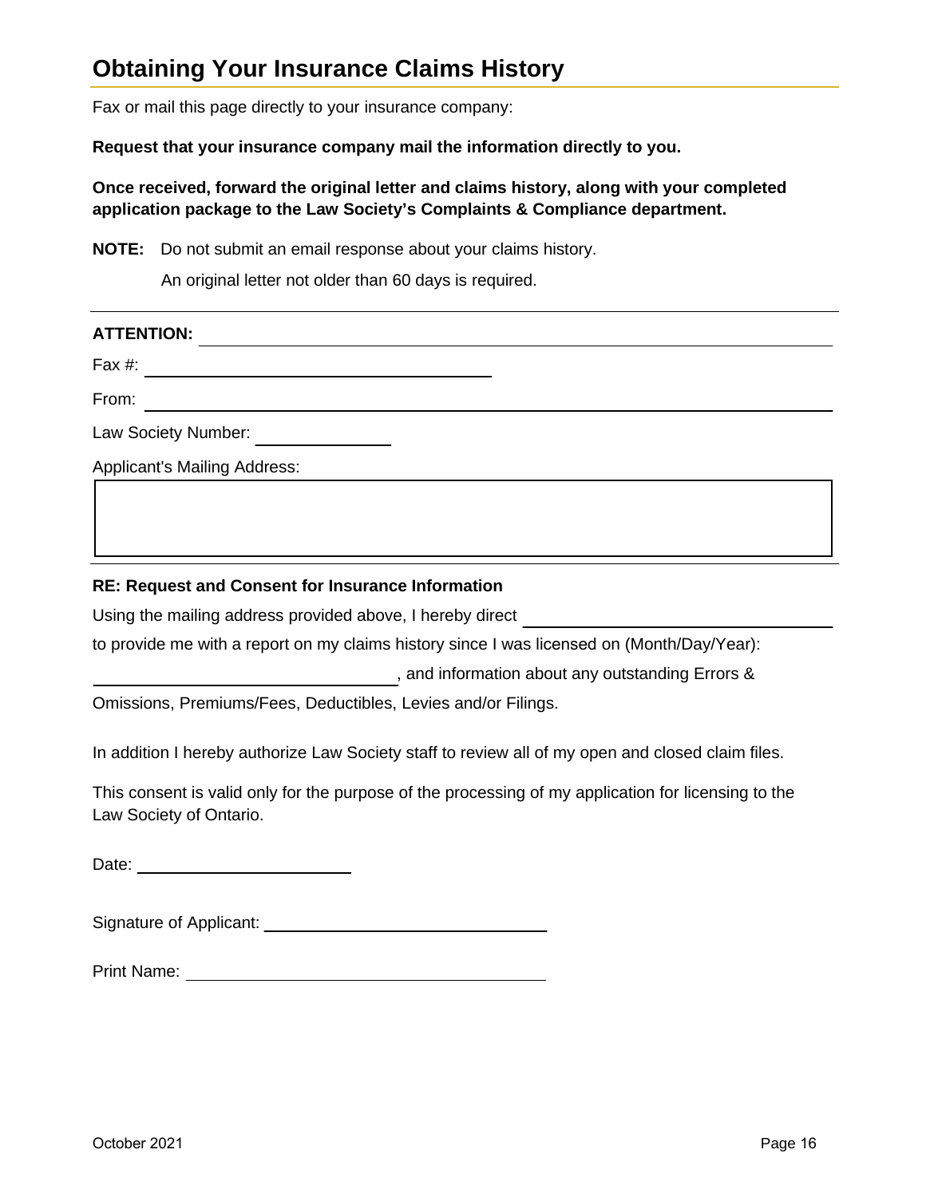# Obtaining Your Insurance Claims History

Fax or mail this page directly to your insurance company:

**Request that your insurance company mail the information directly to you.**

**Once received, forward the original letter and claims history, along with your completed application package to the Law Society's Complaints & Compliance department.**

**NOTE:** Do not submit an email response about your claims history.

An original letter not older than 60 days is required.

---

**ATTENTION:** ______________________________

Fax #: ______________________________

From: ______________________________

Law Society Number: ______________

Applicant's Mailing Address:

|   |
|---|
|   |

---

**RE: Request and Consent for Insurance Information**

Using the mailing address provided above, I hereby direct ______________________________ to provide me with a report on my claims history since I was licensed on (Month/Day/Year): ______________________________, and information about any outstanding Errors & Omissions, Premiums/Fees, Deductibles, Levies and/or Filings.

In addition I hereby authorize Law Society staff to review all of my open and closed claim files.

This consent is valid only for the purpose of the processing of my application for licensing to the Law Society of Ontario.

Date: ______________________

Signature of Applicant: ______________________________

Print Name: ______________________________

October 2021